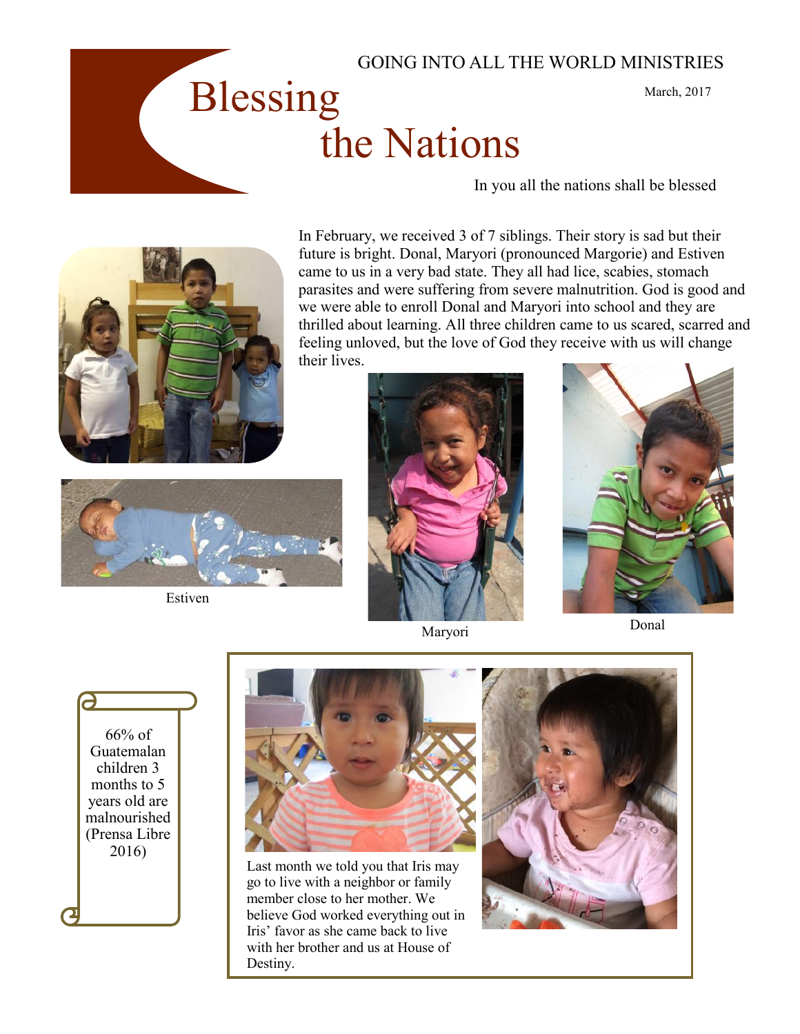GOING INTO ALL THE WORLD MINISTRIES

# Blessing the Nations

March, 2017

In you all the nations shall be blessed

In February, we received 3 of 7 siblings. Their story is sad but their future is bright. Donal, Maryori (pronounced Margorie) and Estiven came to us in a very bad state. They all had lice, scabies, stomach parasites and were suffering from severe malnutrition. God is good and we were able to enroll Donal and Maryori into school and they are thrilled about learning. All three children came to us scared, scarred and feeling unloved, but the love of God they receive with us will change their lives.

Estiven

Maryori

Donal

66% of Guatemalan children 3 months to 5 years old are malnourished (Prensa Libre 2016)

Last month we told you that Iris may go to live with a neighbor or family member close to her mother. We believe God worked everything out in Iris' favor as she came back to live with her brother and us at House of Destiny.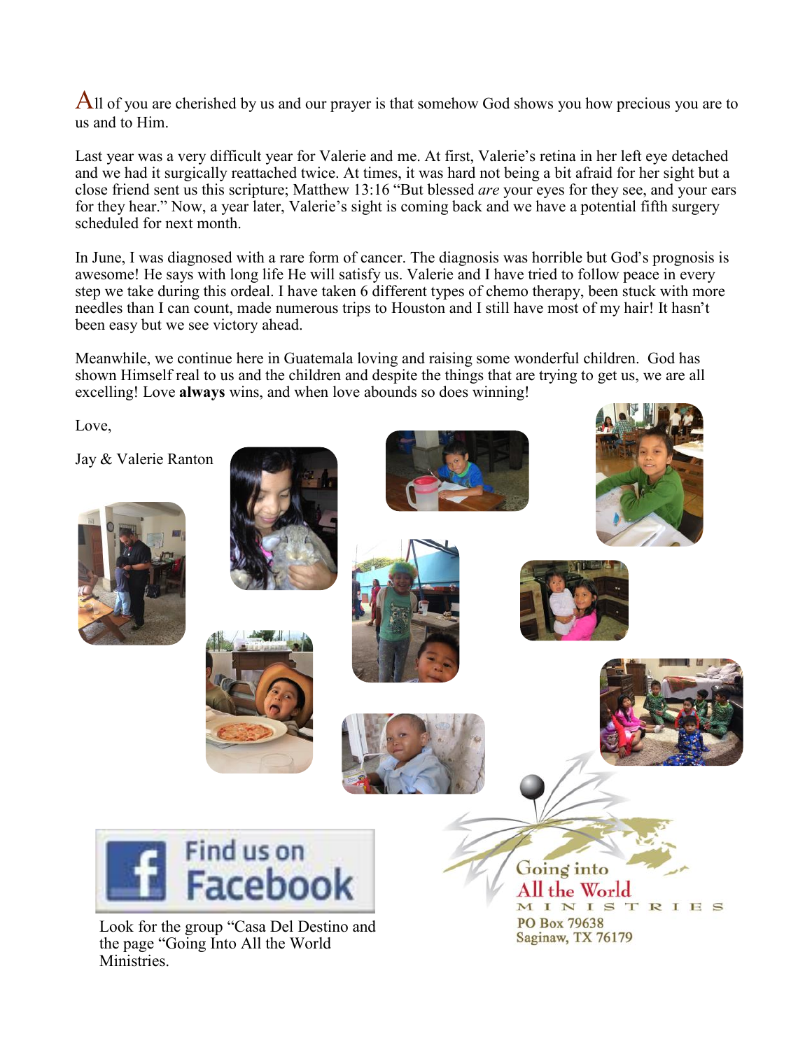All of you are cherished by us and our prayer is that somehow God shows you how precious you are to us and to Him.

Last year was a very difficult year for Valerie and me. At first, Valerie's retina in her left eye detached and we had it surgically reattached twice. At times, it was hard not being a bit afraid for her sight but a close friend sent us this scripture; Matthew 13:16 "But blessed *are* your eyes for they see, and your ears for they hear." Now, a year later, Valerie's sight is coming back and we have a potential fifth surgery scheduled for next month.

In June, I was diagnosed with a rare form of cancer. The diagnosis was horrible but God's prognosis is awesome! He says with long life He will satisfy us. Valerie and I have tried to follow peace in every step we take during this ordeal. I have taken 6 different types of chemo therapy, been stuck with more needles than I can count, made numerous trips to Houston and I still have most of my hair! It hasn't been easy but we see victory ahead.

Meanwhile, we continue here in Guatemala loving and raising some wonderful children. God has shown Himself real to us and the children and despite the things that are trying to get us, we are all excelling! Love **always** wins, and when love abounds so does winning!

Love,

Jay & Valerie Ranton

Find us on Facebook

Look for the group "Casa Del Destino and the page "Going Into All the World Ministries.

Going into All the World MINISTRIES
PO Box 79638
Saginaw, TX 76179